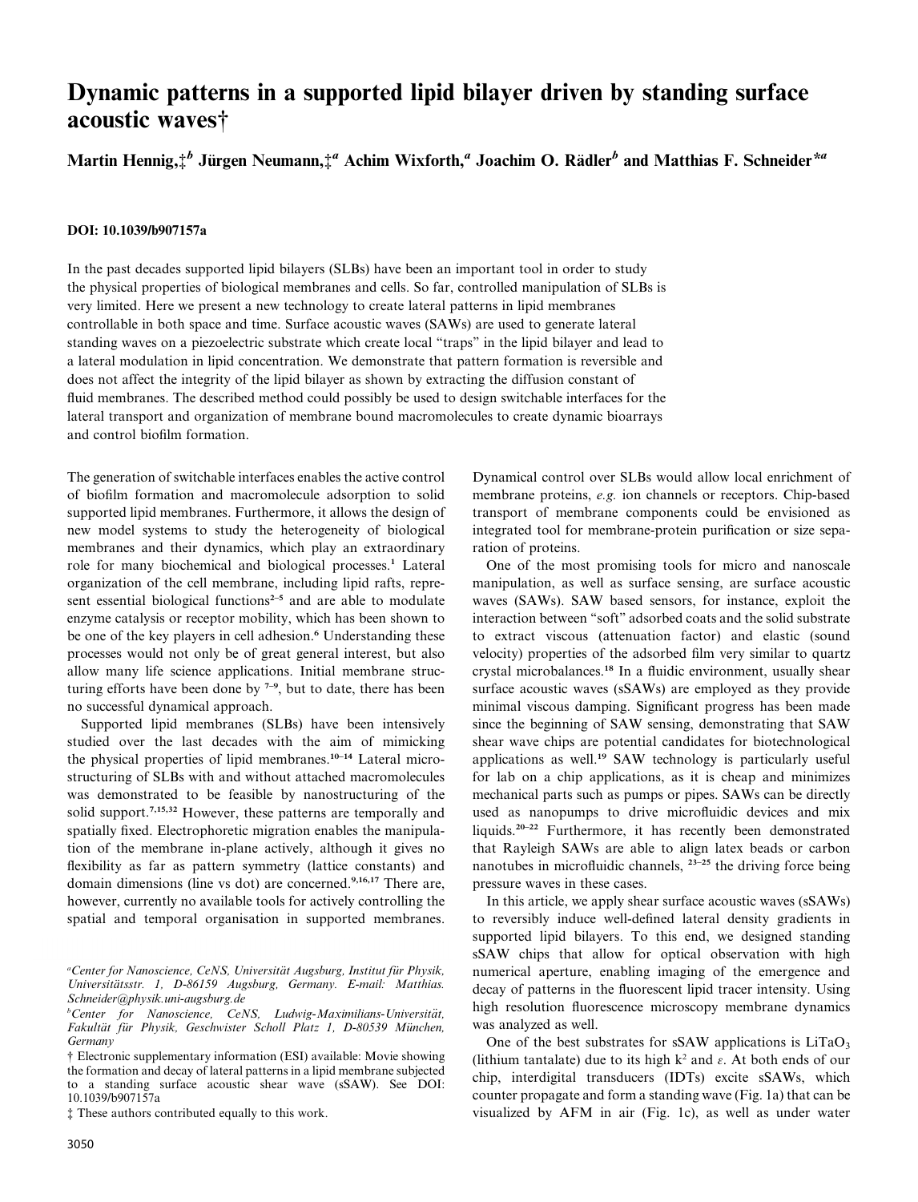# Dynamic patterns in a supported lipid bilayer driven by standing surface acoustic waves†

**Martin Hennig,‡[b] Jürgen Neumann,‡[a] Achim Wixforth,[a] Joachim O. Rädler[b] and Matthias F. Schneider*[a]**

**DOI: 10.1039/b907157a**

In the past decades supported lipid bilayers (SLBs) have been an important tool in order to study the physical properties of biological membranes and cells. So far, controlled manipulation of SLBs is very limited. Here we present a new technology to create lateral patterns in lipid membranes controllable in both space and time. Surface acoustic waves (SAWs) are used to generate lateral standing waves on a piezoelectric substrate which create local "traps" in the lipid bilayer and lead to a lateral modulation in lipid concentration. We demonstrate that pattern formation is reversible and does not affect the integrity of the lipid bilayer as shown by extracting the diffusion constant of fluid membranes. The described method could possibly be used to design switchable interfaces for the lateral transport and organization of membrane bound macromolecules to create dynamic bioarrays and control biofilm formation.

The generation of switchable interfaces enables the active control of biofilm formation and macromolecule adsorption to solid supported lipid membranes. Furthermore, it allows the design of new model systems to study the heterogeneity of biological membranes and their dynamics, which play an extraordinary role for many biochemical and biological processes.[1] Lateral organization of the cell membrane, including lipid rafts, represent essential biological functions[2–5] and are able to modulate enzyme catalysis or receptor mobility, which has been shown to be one of the key players in cell adhesion.[6] Understanding these processes would not only be of great general interest, but also allow many life science applications. Initial membrane structuring efforts have been done by [7–9], but to date, there has been no successful dynamical approach.

Supported lipid membranes (SLBs) have been intensively studied over the last decades with the aim of mimicking the physical properties of lipid membranes.[10–14] Lateral microstructuring of SLBs with and without attached macromolecules was demonstrated to be feasible by nanostructuring of the solid support.[7,15,32] However, these patterns are temporally and spatially fixed. Electrophoretic migration enables the manipulation of the membrane in-plane actively, although it gives no flexibility as far as pattern symmetry (lattice constants) and domain dimensions (line vs dot) are concerned.[9,16,17] There are, however, currently no available tools for actively controlling the spatial and temporal organisation in supported membranes. Dynamical control over SLBs would allow local enrichment of membrane proteins, *e.g.* ion channels or receptors. Chip-based transport of membrane components could be envisioned as integrated tool for membrane-protein purification or size separation of proteins.

One of the most promising tools for micro and nanoscale manipulation, as well as surface sensing, are surface acoustic waves (SAWs). SAW based sensors, for instance, exploit the interaction between "soft" adsorbed coats and the solid substrate to extract viscous (attenuation factor) and elastic (sound velocity) properties of the adsorbed film very similar to quartz crystal microbalances.[18] In a fluidic environment, usually shear surface acoustic waves (sSAWs) are employed as they provide minimal viscous damping. Significant progress has been made since the beginning of SAW sensing, demonstrating that SAW shear wave chips are potential candidates for biotechnological applications as well.[19] SAW technology is particularly useful for lab on a chip applications, as it is cheap and minimizes mechanical parts such as pumps or pipes. SAWs can be directly used as nanopumps to drive microfluidic devices and mix liquids.[20–22] Furthermore, it has recently been demonstrated that Rayleigh SAWs are able to align latex beads or carbon nanotubes in microfluidic channels,[23–25] the driving force being pressure waves in these cases.

In this article, we apply shear surface acoustic waves (sSAWs) to reversibly induce well-defined lateral density gradients in supported lipid bilayers. To this end, we designed standing sSAW chips that allow for optical observation with high numerical aperture, enabling imaging of the emergence and decay of patterns in the fluorescent lipid tracer intensity. Using high resolution fluorescence microscopy membrane dynamics was analyzed as well.

One of the best substrates for sSAW applications is $LiTaO_3$ (lithium tantalate) due to its high $k^2$ and $\varepsilon$. At both ends of our chip, interdigital transducers (IDTs) excite sSAWs, which counter propagate and form a standing wave (Fig. 1a) that can be visualized by AFM in air (Fig. 1c), as well as under water

[a] *Center for Nanoscience, CeNS, Universität Augsburg, Institut für Physik, Universitätsstr. 1, D-86159 Augsburg, Germany. E-mail: Matthias.Schneider@physik.uni-augsburg.de*

[b] *Center for Nanoscience, CeNS, Ludwig-Maximilians-Universität, Fakultät für Physik, Geschwister Scholl Platz 1, D-80539 München, Germany*

† Electronic supplementary information (ESI) available: Movie showing the formation and decay of lateral patterns in a lipid membrane subjected to a standing surface acoustic shear wave (sSAW). See DOI: 10.1039/b907157a

‡ These authors contributed equally to this work.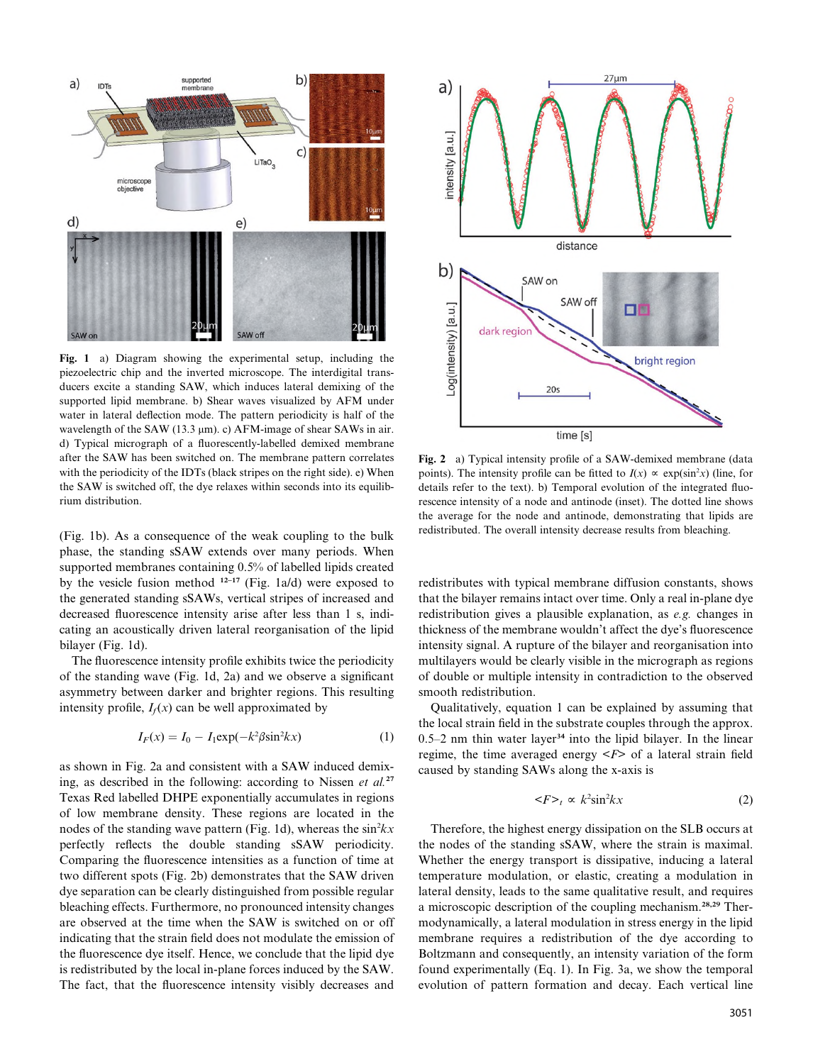a) IDTs supported membrane

b) 10µm

c) 10µm

LiTaO3

microscope objective

d) x y SAW on 20µm

e) SAW off 20µm

**Fig. 1** a) Diagram showing the experimental setup, including the piezoelectric chip and the inverted microscope. The interdigital transducers excite a standing SAW, which induces lateral demixing of the supported lipid membrane. b) Shear waves visualized by AFM under water in lateral deflection mode. The pattern periodicity is half of the wavelength of the SAW (13.3 µm). c) AFM-image of shear SAWs in air. d) Typical micrograph of a fluorescently-labelled demixed membrane after the SAW has been switched on. The membrane pattern correlates with the periodicity of the IDTs (black stripes on the right side). e) When the SAW is switched off, the dye relaxes within seconds into its equilibrium distribution.

a) 27µm

intensity [a.u.]

distance

b) SAW on

SAW off

dark region

bright region

Log(intensity) [a.u.]

20s

time [s]

**Fig. 2** a) Typical intensity profile of a SAW-demixed membrane (data points). The intensity profile can be fitted to $I(x) \propto \exp(\sin^2 x)$ (line, for details refer to the text). b) Temporal evolution of the integrated fluorescence intensity of a node and antinode (inset). The dotted line shows the average for the node and antinode, demonstrating that lipids are redistributed. The overall intensity decrease results from bleaching.

(Fig. 1b). As a consequence of the weak coupling to the bulk phase, the standing sSAW extends over many periods. When supported membranes containing 0.5% of labelled lipids created by the vesicle fusion method [12–17] (Fig. 1a/d) were exposed to the generated standing sSAWs, vertical stripes of increased and decreased fluorescence intensity arise after less than 1 s, indicating an acoustically driven lateral reorganisation of the lipid bilayer (Fig. 1d).

The fluorescence intensity profile exhibits twice the periodicity of the standing wave (Fig. 1d, 2a) and we observe a significant asymmetry between darker and brighter regions. This resulting intensity profile, $I_f(x)$ can be well approximated by

$$I_F(x) = I_0 - I_1 \exp(-k^2\beta \sin^2 kx) \quad (1)$$

as shown in Fig. 2a and consistent with a SAW induced demixing, as described in the following: according to Nissen *et al.*[27] Texas Red labelled DHPE exponentially accumulates in regions of low membrane density. These regions are located in the nodes of the standing wave pattern (Fig. 1d), whereas the $\sin^2 kx$ perfectly reflects the double standing sSAW periodicity. Comparing the fluorescence intensities as a function of time at two different spots (Fig. 2b) demonstrates that the SAW driven dye separation can be clearly distinguished from possible regular bleaching effects. Furthermore, no pronounced intensity changes are observed at the time when the SAW is switched on or off indicating that the strain field does not modulate the emission of the fluorescence dye itself. Hence, we conclude that the lipid dye is redistributed by the local in-plane forces induced by the SAW. The fact, that the fluorescence intensity visibly decreases and redistributes with typical membrane diffusion constants, shows that the bilayer remains intact over time. Only a real in-plane dye redistribution gives a plausible explanation, as *e.g.* changes in thickness of the membrane wouldn't affect the dye's fluorescence intensity signal. A rupture of the bilayer and reorganisation into multilayers would be clearly visible in the micrograph as regions of double or multiple intensity in contradiction to the observed smooth redistribution.

Qualitatively, equation 1 can be explained by assuming that the local strain field in the substrate couples through the approx. 0.5–2 nm thin water layer[34] into the lipid bilayer. In the linear regime, the time averaged energy $\langle F \rangle_t$ of a lateral strain field caused by standing SAWs along the x-axis is

$$\langle F \rangle_t \propto k^2 \sin^2 kx \quad (2)$$

Therefore, the highest energy dissipation on the SLB occurs at the nodes of the standing sSAW, where the strain is maximal. Whether the energy transport is dissipative, inducing a lateral temperature modulation, or elastic, creating a modulation in lateral density, leads to the same qualitative result, and requires a microscopic description of the coupling mechanism.[28,29] Thermodynamically, a lateral modulation in stress energy in the lipid membrane requires a redistribution of the dye according to Boltzmann and consequently, an intensity variation of the form found experimentally (Eq. 1). In Fig. 3a, we show the temporal evolution of pattern formation and decay. Each vertical line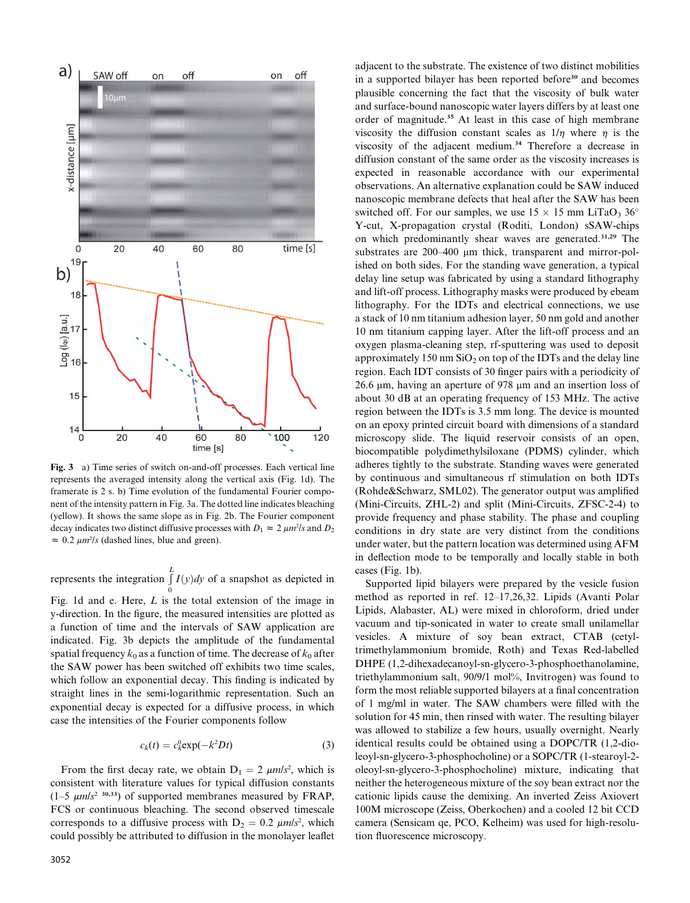a)

SAW off on off on off

10μm

x-distance [μm]

0 20 40 60 80 time [s]

b)

19

18

17

16

15

14

Log ($I_{k0}$) [a.u.]

0 20 40 60 80 100 120

time [s]

**Fig. 3** a) Time series of switch on-and-off processes. Each vertical line represents the averaged intensity along the vertical axis (Fig. 1d). The framerate is 2 s. b) Time evolution of the fundamental Fourier component of the intensity pattern in Fig. 3a. The dotted line indicates bleaching (yellow). It shows the same slope as in Fig. 2b. The Fourier component decay indicates two distinct diffusive processes with $D_1 \approx 2\ \mu m^2/s$ and $D_2 \approx 0.2\ \mu m^2/s$ (dashed lines, blue and green).

represents the integration $\int_0^L I(y)dy$ of a snapshot as depicted in Fig. 1d and e. Here, $L$ is the total extension of the image in y-direction. In the figure, the measured intensities are plotted as a function of time and the intervals of SAW application are indicated. Fig. 3b depicts the amplitude of the fundamental spatial frequency $k_0$ as a function of time. The decrease of $k_0$ after the SAW power has been switched off exhibits two time scales, which follow an exponential decay. This finding is indicated by straight lines in the semi-logarithmic representation. Such an exponential decay is expected for a diffusive process, in which case the intensities of the Fourier components follow

$$c_k(t) = c_k^0 \exp(-k^2 D t) \tag{3}$$

From the first decay rate, we obtain $D_1 = 2\ \mu m/s^2$, which is consistent with literature values for typical diffusion constants ($1$–$5\ \mu m/s^2$ [30,33]) of supported membranes measured by FRAP, FCS or continuous bleaching. The second observed timescale corresponds to a diffusive process with $D_2 = 0.2\ \mu m/s^2$, which could possibly be attributed to diffusion in the monolayer leaflet adjacent to the substrate. The existence of two distinct mobilities in a supported bilayer has been reported before[30] and becomes plausible concerning the fact that the viscosity of bulk water and surface-bound nanoscopic water layers differs by at least one order of magnitude.[35] At least in this case of high membrane viscosity the diffusion constant scales as $1/\eta$ where $\eta$ is the viscosity of the adjacent medium.[34] Therefore a decrease in diffusion constant of the same order as the viscosity increases is expected in reasonable accordance with our experimental observations. An alternative explanation could be SAW induced nanoscopic membrane defects that heal after the SAW has been switched off. For our samples, we use 15 × 15 mm $LiTaO_3$ 36° Y-cut, X-propagation crystal (Roditi, London) sSAW-chips on which predominantly shear waves are generated.[31,29] The substrates are 200–400 μm thick, transparent and mirror-polished on both sides. For the standing wave generation, a typical delay line setup was fabricated by using a standard lithography and lift-off process. Lithography masks were produced by ebeam lithography. For the IDTs and electrical connections, we use a stack of 10 nm titanium adhesion layer, 50 nm gold and another 10 nm titanium capping layer. After the lift-off process and an oxygen plasma-cleaning step, rf-sputtering was used to deposit approximately 150 nm $SiO_2$ on top of the IDTs and the delay line region. Each IDT consists of 30 finger pairs with a periodicity of 26.6 μm, having an aperture of 978 μm and an insertion loss of about 30 dB at an operating frequency of 153 MHz. The active region between the IDTs is 3.5 mm long. The device is mounted on an epoxy printed circuit board with dimensions of a standard microscopy slide. The liquid reservoir consists of an open, biocompatible polydimethylsiloxane (PDMS) cylinder, which adheres tightly to the substrate. Standing waves were generated by continuous and simultaneous rf stimulation on both IDTs (Rohde&Schwarz, SML02). The generator output was amplified (Mini-Circuits, ZHL-2) and split (Mini-Circuits, ZFSC-2-4) to provide frequency and phase stability. The phase and coupling conditions in dry state are very distinct from the conditions under water, but the pattern location was determined using AFM in deflection mode to be temporally and locally stable in both cases (Fig. 1b).

Supported lipid bilayers were prepared by the vesicle fusion method as reported in ref. 12–17,26,32. Lipids (Avanti Polar Lipids, Alabaster, AL) were mixed in chloroform, dried under vacuum and tip-sonicated in water to create small unilamellar vesicles. A mixture of soy bean extract, CTAB (cetyltrimethylammonium bromide, Roth) and Texas Red-labelled DHPE (1,2-dihexadecanoyl-sn-glycero-3-phosphoethanolamine, triethylammonium salt, 90/9/1 mol%, Invitrogen) was found to form the most reliable supported bilayers at a final concentration of 1 mg/ml in water. The SAW chambers were filled with the solution for 45 min, then rinsed with water. The resulting bilayer was allowed to stabilize a few hours, usually overnight. Nearly identical results could be obtained using a DOPC/TR (1,2-dioleoyl-sn-glycero-3-phosphocholine) or a SOPC/TR (1-stearoyl-2-oleoyl-sn-glycero-3-phosphocholine) mixture, indicating that neither the heterogeneous mixture of the soy bean extract nor the cationic lipids cause the demixing. An inverted Zeiss Axiovert 100M microscope (Zeiss, Oberkochen) and a cooled 12 bit CCD camera (Sensicam qe, PCO, Kelheim) was used for high-resolution fluorescence microscopy.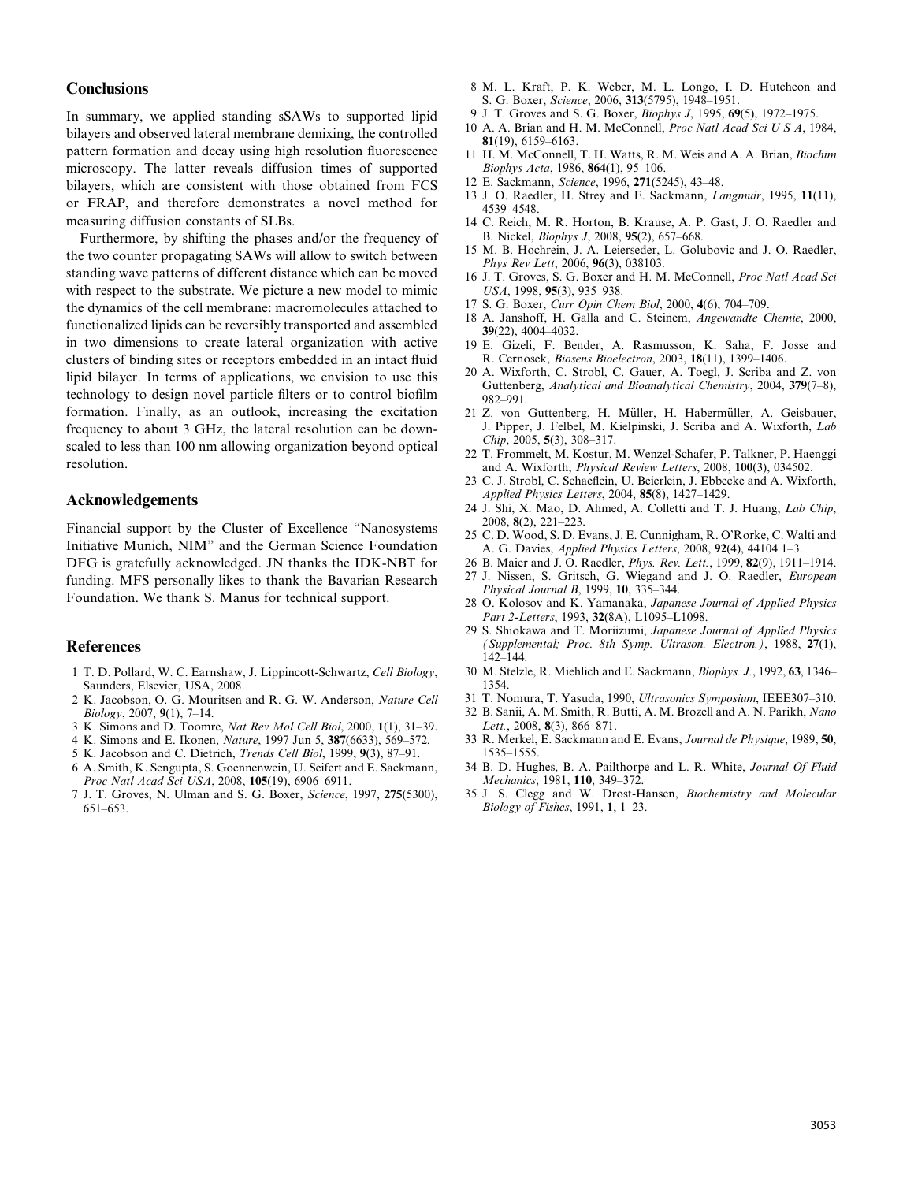## Conclusions

In summary, we applied standing sSAWs to supported lipid bilayers and observed lateral membrane demixing, the controlled pattern formation and decay using high resolution fluorescence microscopy. The latter reveals diffusion times of supported bilayers, which are consistent with those obtained from FCS or FRAP, and therefore demonstrates a novel method for measuring diffusion constants of SLBs.

Furthermore, by shifting the phases and/or the frequency of the two counter propagating SAWs will allow to switch between standing wave patterns of different distance which can be moved with respect to the substrate. We picture a new model to mimic the dynamics of the cell membrane: macromolecules attached to functionalized lipids can be reversibly transported and assembled in two dimensions to create lateral organization with active clusters of binding sites or receptors embedded in an intact fluid lipid bilayer. In terms of applications, we envision to use this technology to design novel particle filters or to control biofilm formation. Finally, as an outlook, increasing the excitation frequency to about 3 GHz, the lateral resolution can be downscaled to less than 100 nm allowing organization beyond optical resolution.

## Acknowledgements

Financial support by the Cluster of Excellence "Nanosystems Initiative Munich, NIM" and the German Science Foundation DFG is gratefully acknowledged. JN thanks the IDK-NBT for funding. MFS personally likes to thank the Bavarian Research Foundation. We thank S. Manus for technical support.

## References

1 T. D. Pollard, W. C. Earnshaw, J. Lippincott-Schwartz, *Cell Biology*, Saunders, Elsevier, USA, 2008.
2 K. Jacobson, O. G. Mouritsen and R. G. W. Anderson, *Nature Cell Biology*, 2007, **9**(1), 7–14.
3 K. Simons and D. Toomre, *Nat Rev Mol Cell Biol*, 2000, **1**(1), 31–39.
4 K. Simons and E. Ikonen, *Nature*, 1997 Jun 5, **387**(6633), 569–572.
5 K. Jacobson and C. Dietrich, *Trends Cell Biol*, 1999, **9**(3), 87–91.
6 A. Smith, K. Sengupta, S. Goennenwein, U. Seifert and E. Sackmann, *Proc Natl Acad Sci USA*, 2008, **105**(19), 6906–6911.
7 J. T. Groves, N. Ulman and S. G. Boxer, *Science*, 1997, **275**(5300), 651–653.
8 M. L. Kraft, P. K. Weber, M. L. Longo, I. D. Hutcheon and S. G. Boxer, *Science*, 2006, **313**(5795), 1948–1951.
9 J. T. Groves and S. G. Boxer, *Biophys J*, 1995, **69**(5), 1972–1975.
10 A. A. Brian and H. M. McConnell, *Proc Natl Acad Sci U S A*, 1984, **81**(19), 6159–6163.
11 H. M. McConnell, T. H. Watts, R. M. Weis and A. A. Brian, *Biochim Biophys Acta*, 1986, **864**(1), 95–106.
12 E. Sackmann, *Science*, 1996, **271**(5245), 43–48.
13 J. O. Raedler, H. Strey and E. Sackmann, *Langmuir*, 1995, **11**(11), 4539–4548.
14 C. Reich, M. R. Horton, B. Krause, A. P. Gast, J. O. Raedler and B. Nickel, *Biophys J*, 2008, **95**(2), 657–668.
15 M. B. Hochrein, J. A. Leierseder, L. Golubovic and J. O. Raedler, *Phys Rev Lett*, 2006, **96**(3), 038103.
16 J. T. Groves, S. G. Boxer and H. M. McConnell, *Proc Natl Acad Sci USA*, 1998, **95**(3), 935–938.
17 S. G. Boxer, *Curr Opin Chem Biol*, 2000, **4**(6), 704–709.
18 A. Janshoff, H. Galla and C. Steinem, *Angewandte Chemie*, 2000, **39**(22), 4004–4032.
19 E. Gizeli, F. Bender, A. Rasmusson, K. Saha, F. Josse and R. Cernosek, *Biosens Bioelectron*, 2003, **18**(11), 1399–1406.
20 A. Wixforth, C. Strobl, C. Gauer, A. Toegl, J. Scriba and Z. von Guttenberg, *Analytical and Bioanalytical Chemistry*, 2004, **379**(7–8), 982–991.
21 Z. von Guttenberg, H. Müller, H. Habermüller, A. Geisbauer, J. Pipper, J. Felbel, M. Kielpinski, J. Scriba and A. Wixforth, *Lab Chip*, 2005, **5**(3), 308–317.
22 T. Frommelt, M. Kostur, M. Wenzel-Schafer, P. Talkner, P. Haenggi and A. Wixforth, *Physical Review Letters*, 2008, **100**(3), 034502.
23 C. J. Strobl, C. Schaeflein, U. Beierlein, J. Ebbecke and A. Wixforth, *Applied Physics Letters*, 2004, **85**(8), 1427–1429.
24 J. Shi, X. Mao, D. Ahmed, A. Colletti and T. J. Huang, *Lab Chip*, 2008, **8**(2), 221–223.
25 C. D. Wood, S. D. Evans, J. E. Cunnigham, R. O'Rorke, C. Walti and A. G. Davies, *Applied Physics Letters*, 2008, **92**(4), 44104 1–3.
26 B. Maier and J. O. Raedler, *Phys. Rev. Lett.*, 1999, **82**(9), 1911–1914.
27 J. Nissen, S. Gritsch, G. Wiegand and J. O. Raedler, *European Physical Journal B*, 1999, **10**, 335–344.
28 O. Kolosov and K. Yamanaka, *Japanese Journal of Applied Physics Part 2-Letters*, 1993, **32**(8A), L1095–L1098.
29 S. Shiokawa and T. Moriizumi, *Japanese Journal of Applied Physics (Supplemental; Proc. 8th Symp. Ultrason. Electron.)*, 1988, **27**(1), 142–144.
30 M. Stelzle, R. Miehlich and E. Sackmann, *Biophys. J.*, 1992, **63**, 1346–1354.
31 T. Nomura, T. Yasuda, 1990, *Ultrasonics Symposium*, IEEE307–310.
32 B. Sanii, A. M. Smith, R. Butti, A. M. Brozell and A. N. Parikh, *Nano Lett.*, 2008, **8**(3), 866–871.
33 R. Merkel, E. Sackmann and E. Evans, *Journal de Physique*, 1989, **50**, 1535–1555.
34 B. D. Hughes, B. A. Pailthorpe and L. R. White, *Journal Of Fluid Mechanics*, 1981, **110**, 349–372.
35 J. S. Clegg and W. Drost-Hansen, *Biochemistry and Molecular Biology of Fishes*, 1991, **1**, 1–23.